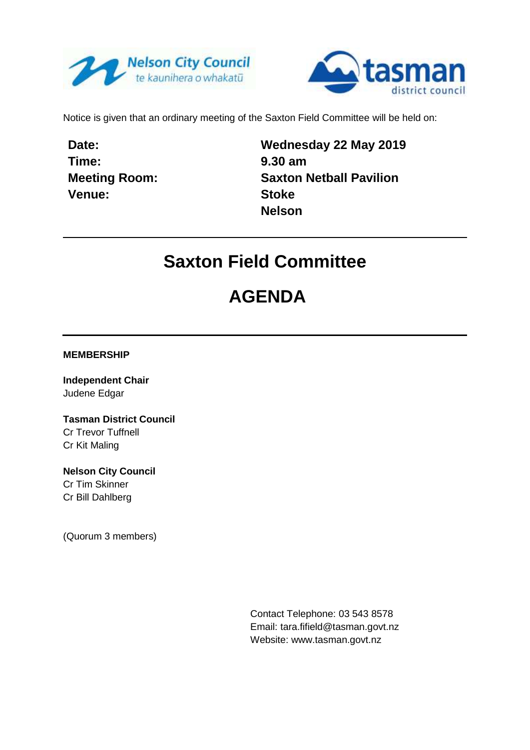Notice is given that an ordinary meeting of the Saxton Field Committee will be held on:

| | |
|---|---|
| **Date:** | **Wednesday 22 May 2019** |
| **Time:** | **9.30 am** |
| **Meeting Room:** | **Saxton Netball Pavilion** |
| **Venue:** | **Stoke** |
| | **Nelson** |

---

# Saxton Field Committee

# AGENDA

---

**MEMBERSHIP**

**Independent Chair**
Judene Edgar

**Tasman District Council**
Cr Trevor Tuffnell
Cr Kit Maling

**Nelson City Council**
Cr Tim Skinner
Cr Bill Dahlberg

(Quorum 3 members)

Contact Telephone: 03 543 8578
Email: tara.fifield@tasman.govt.nz
Website: www.tasman.govt.nz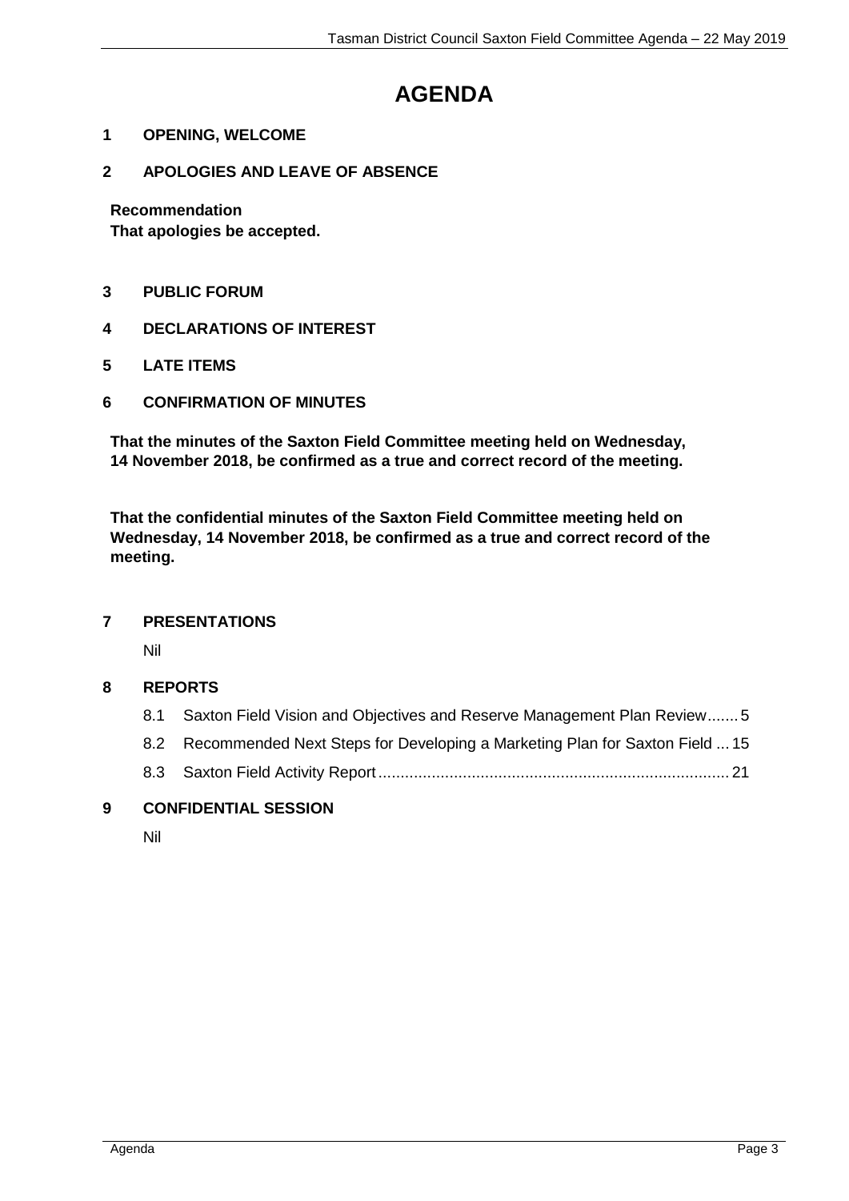# AGENDA

## 1 OPENING, WELCOME

## 2 APOLOGIES AND LEAVE OF ABSENCE

**Recommendation**
**That apologies be accepted.**

## 3 PUBLIC FORUM

## 4 DECLARATIONS OF INTEREST

## 5 LATE ITEMS

## 6 CONFIRMATION OF MINUTES

**That the minutes of the Saxton Field Committee meeting held on Wednesday, 14 November 2018, be confirmed as a true and correct record of the meeting.**

**That the confidential minutes of the Saxton Field Committee meeting held on Wednesday, 14 November 2018, be confirmed as a true and correct record of the meeting.**

## 7 PRESENTATIONS

Nil

## 8 REPORTS

8.1 Saxton Field Vision and Objectives and Reserve Management Plan Review....... 5

8.2 Recommended Next Steps for Developing a Marketing Plan for Saxton Field ... 15

8.3 Saxton Field Activity Report................................................................................ 21

## 9 CONFIDENTIAL SESSION

Nil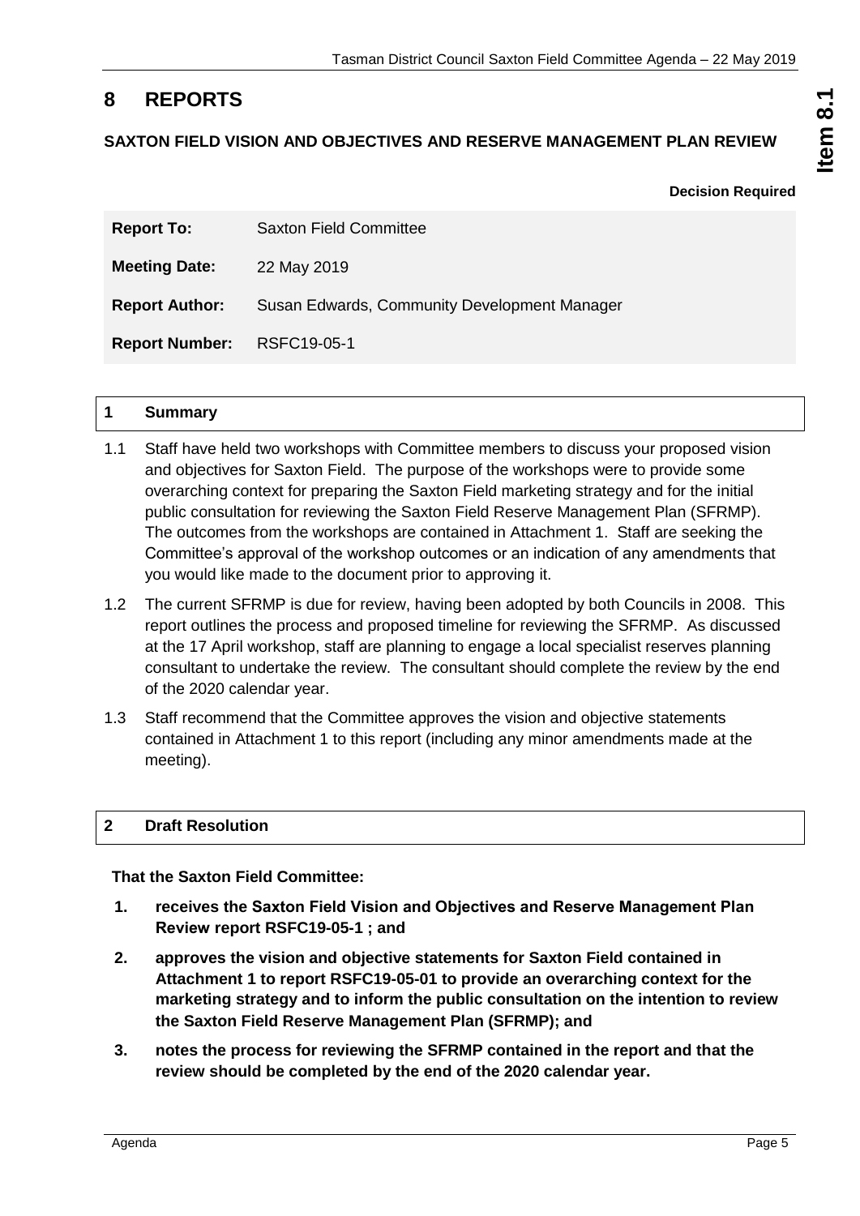# 8 REPORTS

## SAXTON FIELD VISION AND OBJECTIVES AND RESERVE MANAGEMENT PLAN REVIEW

**Decision Required**

| | |
|---|---|
| **Report To:** | Saxton Field Committee |
| **Meeting Date:** | 22 May 2019 |
| **Report Author:** | Susan Edwards, Community Development Manager |
| **Report Number:** | RSFC19-05-1 |

## 1 Summary

1.1 Staff have held two workshops with Committee members to discuss your proposed vision and objectives for Saxton Field. The purpose of the workshops were to provide some overarching context for preparing the Saxton Field marketing strategy and for the initial public consultation for reviewing the Saxton Field Reserve Management Plan (SFRMP). The outcomes from the workshops are contained in Attachment 1. Staff are seeking the Committee's approval of the workshop outcomes or an indication of any amendments that you would like made to the document prior to approving it.

1.2 The current SFRMP is due for review, having been adopted by both Councils in 2008. This report outlines the process and proposed timeline for reviewing the SFRMP. As discussed at the 17 April workshop, staff are planning to engage a local specialist reserves planning consultant to undertake the review. The consultant should complete the review by the end of the 2020 calendar year.

1.3 Staff recommend that the Committee approves the vision and objective statements contained in Attachment 1 to this report (including any minor amendments made at the meeting).

## 2 Draft Resolution

**That the Saxton Field Committee:**

1. **receives the Saxton Field Vision and Objectives and Reserve Management Plan Review report RSFC19-05-1 ; and**
2. **approves the vision and objective statements for Saxton Field contained in Attachment 1 to report RSFC19-05-01 to provide an overarching context for the marketing strategy and to inform the public consultation on the intention to review the Saxton Field Reserve Management Plan (SFRMP); and**
3. **notes the process for reviewing the SFRMP contained in the report and that the review should be completed by the end of the 2020 calendar year.**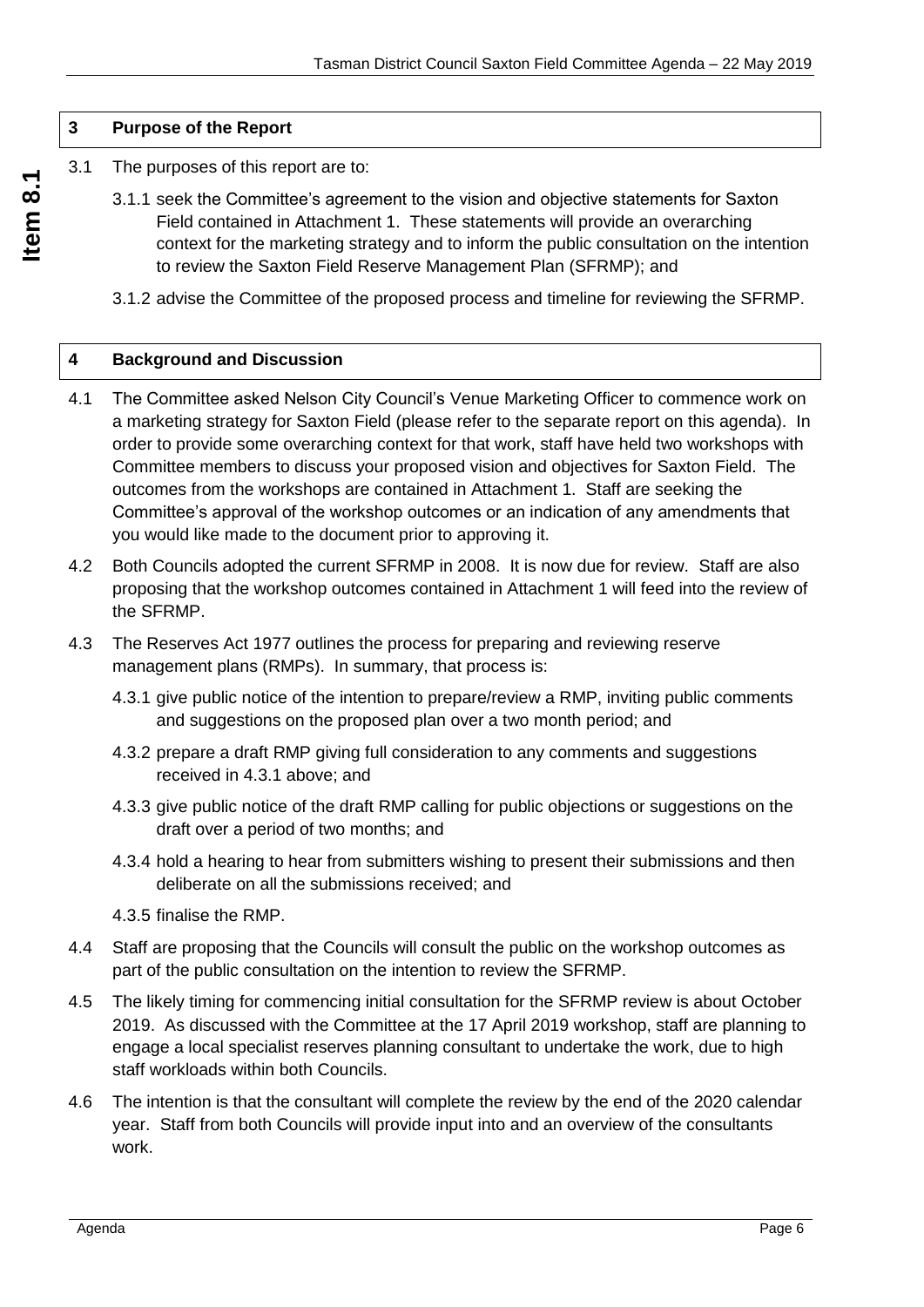## 3 Purpose of the Report

3.1 The purposes of this report are to:

3.1.1 seek the Committee's agreement to the vision and objective statements for Saxton Field contained in Attachment 1. These statements will provide an overarching context for the marketing strategy and to inform the public consultation on the intention to review the Saxton Field Reserve Management Plan (SFRMP); and

3.1.2 advise the Committee of the proposed process and timeline for reviewing the SFRMP.

## 4 Background and Discussion

4.1 The Committee asked Nelson City Council's Venue Marketing Officer to commence work on a marketing strategy for Saxton Field (please refer to the separate report on this agenda). In order to provide some overarching context for that work, staff have held two workshops with Committee members to discuss your proposed vision and objectives for Saxton Field. The outcomes from the workshops are contained in Attachment 1. Staff are seeking the Committee's approval of the workshop outcomes or an indication of any amendments that you would like made to the document prior to approving it.

4.2 Both Councils adopted the current SFRMP in 2008. It is now due for review. Staff are also proposing that the workshop outcomes contained in Attachment 1 will feed into the review of the SFRMP.

4.3 The Reserves Act 1977 outlines the process for preparing and reviewing reserve management plans (RMPs). In summary, that process is:

4.3.1 give public notice of the intention to prepare/review a RMP, inviting public comments and suggestions on the proposed plan over a two month period; and

4.3.2 prepare a draft RMP giving full consideration to any comments and suggestions received in 4.3.1 above; and

4.3.3 give public notice of the draft RMP calling for public objections or suggestions on the draft over a period of two months; and

4.3.4 hold a hearing to hear from submitters wishing to present their submissions and then deliberate on all the submissions received; and

4.3.5 finalise the RMP.

4.4 Staff are proposing that the Councils will consult the public on the workshop outcomes as part of the public consultation on the intention to review the SFRMP.

4.5 The likely timing for commencing initial consultation for the SFRMP review is about October 2019. As discussed with the Committee at the 17 April 2019 workshop, staff are planning to engage a local specialist reserves planning consultant to undertake the work, due to high staff workloads within both Councils.

4.6 The intention is that the consultant will complete the review by the end of the 2020 calendar year. Staff from both Councils will provide input into and an overview of the consultants work.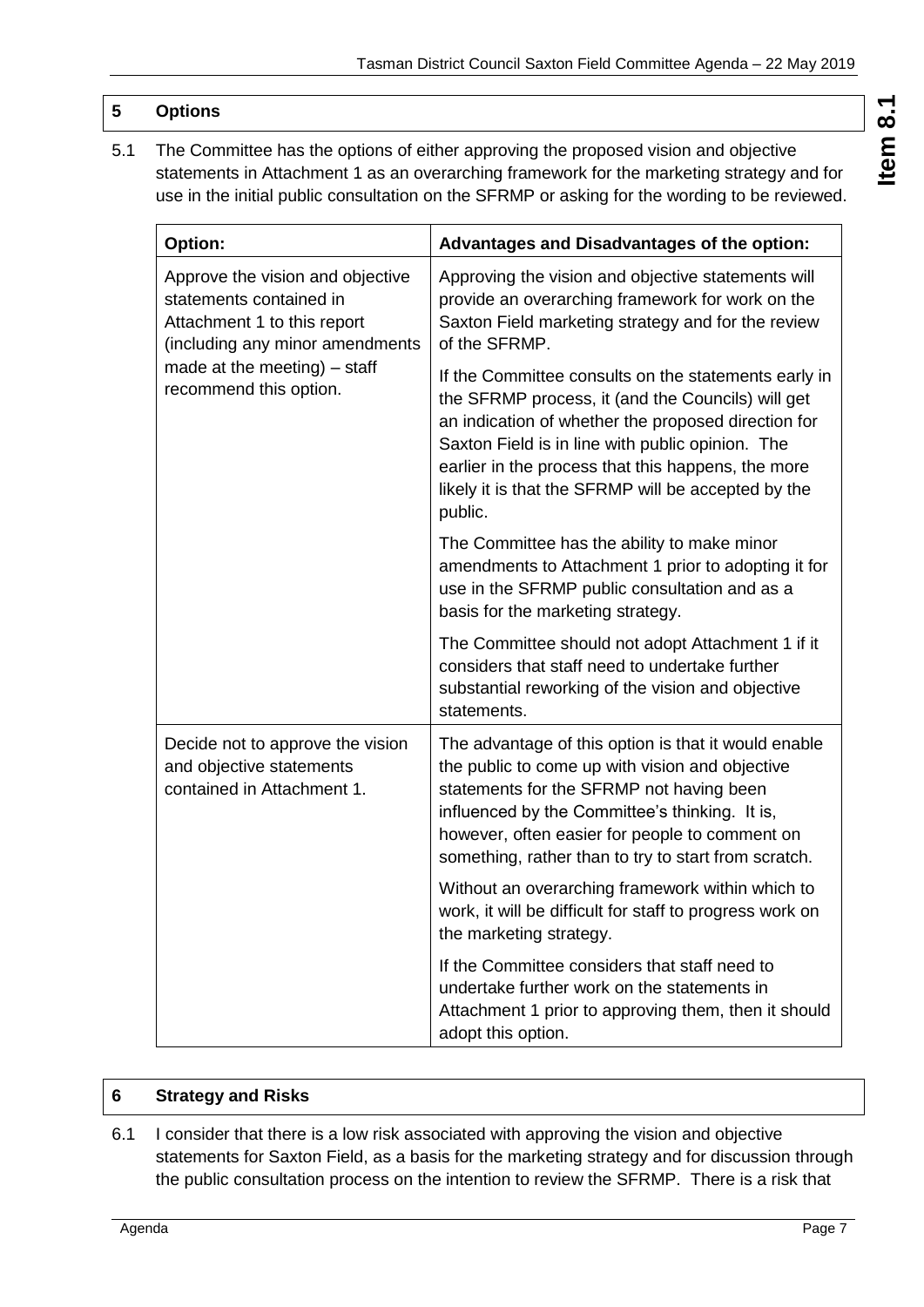## 5 Options

5.1 The Committee has the options of either approving the proposed vision and objective statements in Attachment 1 as an overarching framework for the marketing strategy and for use in the initial public consultation on the SFRMP or asking for the wording to be reviewed.

| Option: | Advantages and Disadvantages of the option: |
|---|---|
| Approve the vision and objective statements contained in Attachment 1 to this report (including any minor amendments made at the meeting) – staff recommend this option. | Approving the vision and objective statements will provide an overarching framework for work on the Saxton Field marketing strategy and for the review of the SFRMP.<br><br>If the Committee consults on the statements early in the SFRMP process, it (and the Councils) will get an indication of whether the proposed direction for Saxton Field is in line with public opinion. The earlier in the process that this happens, the more likely it is that the SFRMP will be accepted by the public.<br><br>The Committee has the ability to make minor amendments to Attachment 1 prior to adopting it for use in the SFRMP public consultation and as a basis for the marketing strategy.<br><br>The Committee should not adopt Attachment 1 if it considers that staff need to undertake further substantial reworking of the vision and objective statements. |
| Decide not to approve the vision and objective statements contained in Attachment 1. | The advantage of this option is that it would enable the public to come up with vision and objective statements for the SFRMP not having been influenced by the Committee's thinking. It is, however, often easier for people to comment on something, rather than to try to start from scratch.<br><br>Without an overarching framework within which to work, it will be difficult for staff to progress work on the marketing strategy.<br><br>If the Committee considers that staff need to undertake further work on the statements in Attachment 1 prior to approving them, then it should adopt this option. |

## 6 Strategy and Risks

6.1 I consider that there is a low risk associated with approving the vision and objective statements for Saxton Field, as a basis for the marketing strategy and for discussion through the public consultation process on the intention to review the SFRMP. There is a risk that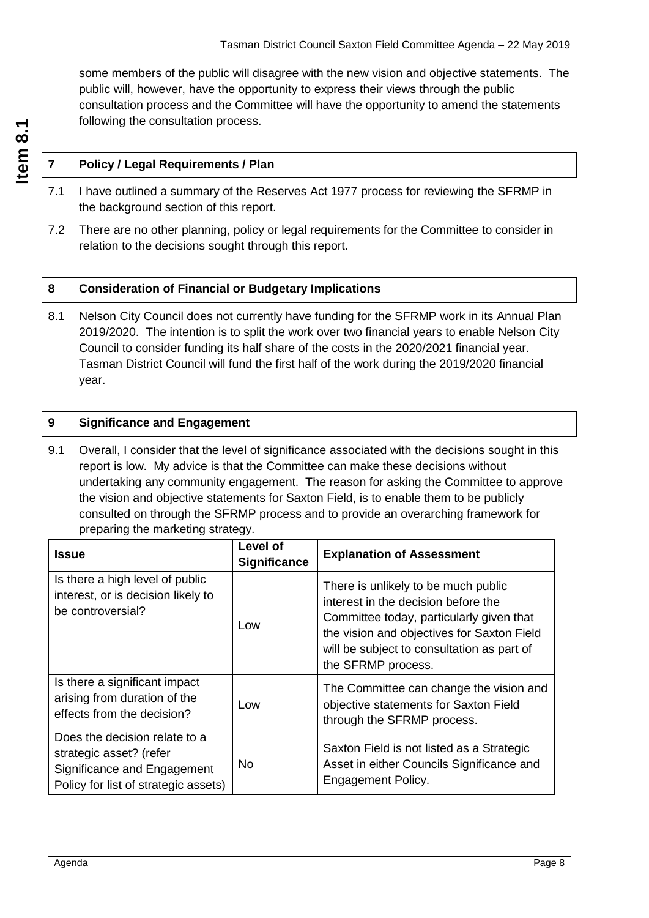some members of the public will disagree with the new vision and objective statements. The public will, however, have the opportunity to express their views through the public consultation process and the Committee will have the opportunity to amend the statements following the consultation process.

## 7 Policy / Legal Requirements / Plan

7.1 I have outlined a summary of the Reserves Act 1977 process for reviewing the SFRMP in the background section of this report.

7.2 There are no other planning, policy or legal requirements for the Committee to consider in relation to the decisions sought through this report.

## 8 Consideration of Financial or Budgetary Implications

8.1 Nelson City Council does not currently have funding for the SFRMP work in its Annual Plan 2019/2020. The intention is to split the work over two financial years to enable Nelson City Council to consider funding its half share of the costs in the 2020/2021 financial year. Tasman District Council will fund the first half of the work during the 2019/2020 financial year.

## 9 Significance and Engagement

9.1 Overall, I consider that the level of significance associated with the decisions sought in this report is low. My advice is that the Committee can make these decisions without undertaking any community engagement. The reason for asking the Committee to approve the vision and objective statements for Saxton Field, is to enable them to be publicly consulted on through the SFRMP process and to provide an overarching framework for preparing the marketing strategy.

| Issue | Level of Significance | Explanation of Assessment |
|---|---|---|
| Is there a high level of public interest, or is decision likely to be controversial? | Low | There is unlikely to be much public interest in the decision before the Committee today, particularly given that the vision and objectives for Saxton Field will be subject to consultation as part of the SFRMP process. |
| Is there a significant impact arising from duration of the effects from the decision? | Low | The Committee can change the vision and objective statements for Saxton Field through the SFRMP process. |
| Does the decision relate to a strategic asset? (refer Significance and Engagement Policy for list of strategic assets) | No | Saxton Field is not listed as a Strategic Asset in either Councils Significance and Engagement Policy. |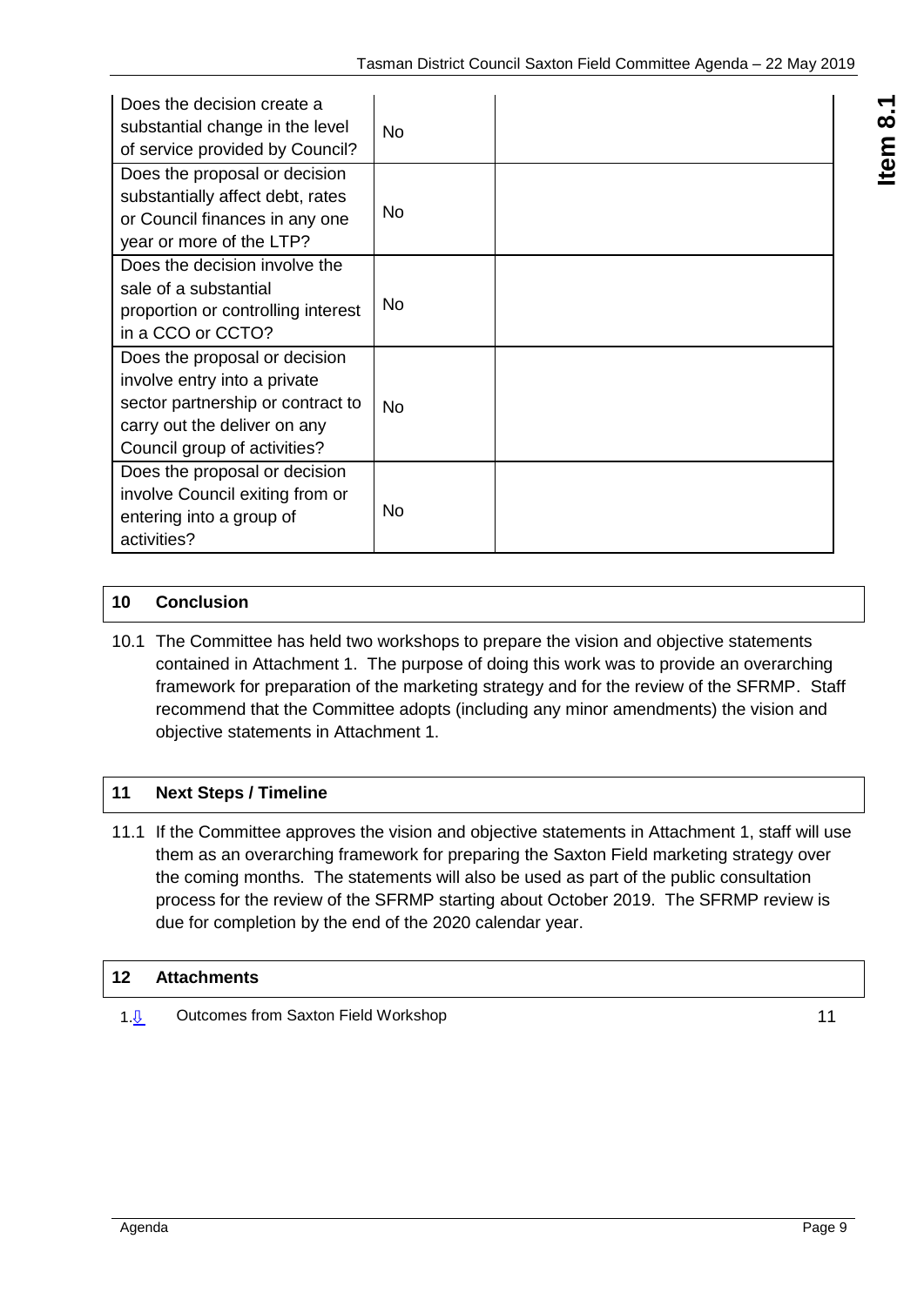| Does the decision create a substantial change in the level of service provided by Council? | No | |
|---|---|---|
| Does the proposal or decision substantially affect debt, rates or Council finances in any one year or more of the LTP? | No | |
| Does the decision involve the sale of a substantial proportion or controlling interest in a CCO or CCTO? | No | |
| Does the proposal or decision involve entry into a private sector partnership or contract to carry out the deliver on any Council group of activities? | No | |
| Does the proposal or decision involve Council exiting from or entering into a group of activities? | No | |

## 10 Conclusion

10.1 The Committee has held two workshops to prepare the vision and objective statements contained in Attachment 1. The purpose of doing this work was to provide an overarching framework for preparation of the marketing strategy and for the review of the SFRMP. Staff recommend that the Committee adopts (including any minor amendments) the vision and objective statements in Attachment 1.

## 11 Next Steps / Timeline

11.1 If the Committee approves the vision and objective statements in Attachment 1, staff will use them as an overarching framework for preparing the Saxton Field marketing strategy over the coming months. The statements will also be used as part of the public consultation process for the review of the SFRMP starting about October 2019. The SFRMP review is due for completion by the end of the 2020 calendar year.

## 12 Attachments

1. Outcomes from Saxton Field Workshop — 11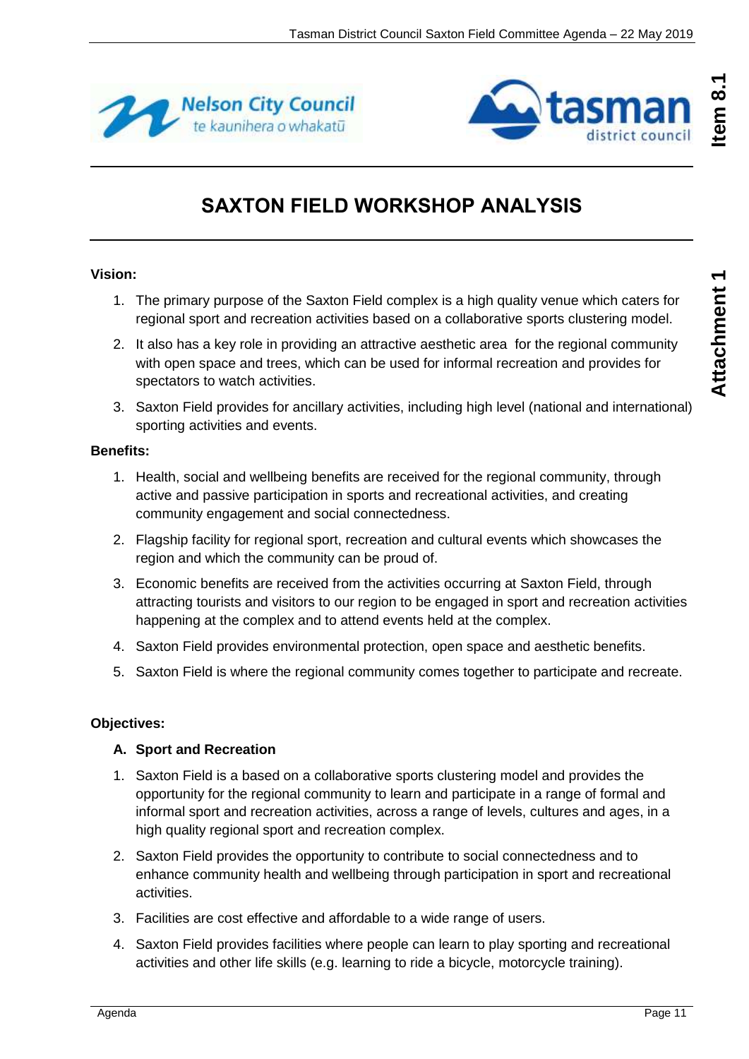# SAXTON FIELD WORKSHOP ANALYSIS

**Vision:**

1. The primary purpose of the Saxton Field complex is a high quality venue which caters for regional sport and recreation activities based on a collaborative sports clustering model.
2. It also has a key role in providing an attractive aesthetic area for the regional community with open space and trees, which can be used for informal recreation and provides for spectators to watch activities.
3. Saxton Field provides for ancillary activities, including high level (national and international) sporting activities and events.

**Benefits:**

1. Health, social and wellbeing benefits are received for the regional community, through active and passive participation in sports and recreational activities, and creating community engagement and social connectedness.
2. Flagship facility for regional sport, recreation and cultural events which showcases the region and which the community can be proud of.
3. Economic benefits are received from the activities occurring at Saxton Field, through attracting tourists and visitors to our region to be engaged in sport and recreation activities happening at the complex and to attend events held at the complex.
4. Saxton Field provides environmental protection, open space and aesthetic benefits.
5. Saxton Field is where the regional community comes together to participate and recreate.

**Objectives:**

**A. Sport and Recreation**

1. Saxton Field is a based on a collaborative sports clustering model and provides the opportunity for the regional community to learn and participate in a range of formal and informal sport and recreation activities, across a range of levels, cultures and ages, in a high quality regional sport and recreation complex.
2. Saxton Field provides the opportunity to contribute to social connectedness and to enhance community health and wellbeing through participation in sport and recreational activities.
3. Facilities are cost effective and affordable to a wide range of users.
4. Saxton Field provides facilities where people can learn to play sporting and recreational activities and other life skills (e.g. learning to ride a bicycle, motorcycle training).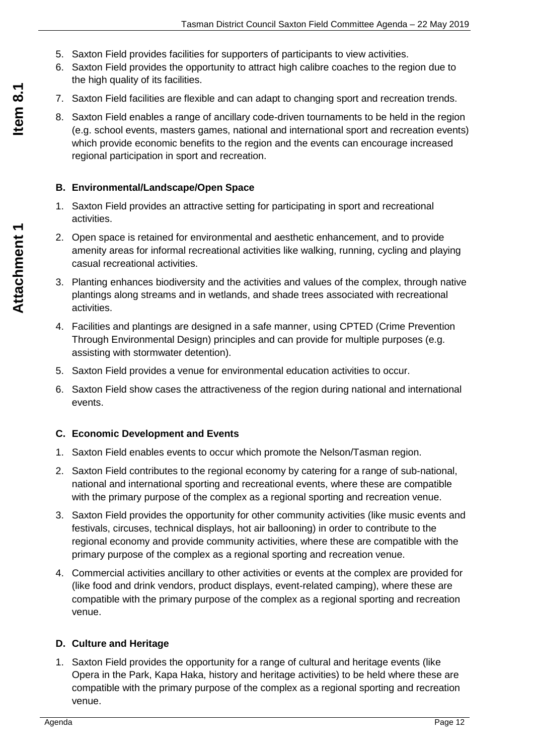5. Saxton Field provides facilities for supporters of participants to view activities.
6. Saxton Field provides the opportunity to attract high calibre coaches to the region due to the high quality of its facilities.
7. Saxton Field facilities are flexible and can adapt to changing sport and recreation trends.
8. Saxton Field enables a range of ancillary code-driven tournaments to be held in the region (e.g. school events, masters games, national and international sport and recreation events) which provide economic benefits to the region and the events can encourage increased regional participation in sport and recreation.

**B. Environmental/Landscape/Open Space**

1. Saxton Field provides an attractive setting for participating in sport and recreational activities.
2. Open space is retained for environmental and aesthetic enhancement, and to provide amenity areas for informal recreational activities like walking, running, cycling and playing casual recreational activities.
3. Planting enhances biodiversity and the activities and values of the complex, through native plantings along streams and in wetlands, and shade trees associated with recreational activities.
4. Facilities and plantings are designed in a safe manner, using CPTED (Crime Prevention Through Environmental Design) principles and can provide for multiple purposes (e.g. assisting with stormwater detention).
5. Saxton Field provides a venue for environmental education activities to occur.
6. Saxton Field show cases the attractiveness of the region during national and international events.

**C. Economic Development and Events**

1. Saxton Field enables events to occur which promote the Nelson/Tasman region.
2. Saxton Field contributes to the regional economy by catering for a range of sub-national, national and international sporting and recreational events, where these are compatible with the primary purpose of the complex as a regional sporting and recreation venue.
3. Saxton Field provides the opportunity for other community activities (like music events and festivals, circuses, technical displays, hot air ballooning) in order to contribute to the regional economy and provide community activities, where these are compatible with the primary purpose of the complex as a regional sporting and recreation venue.
4. Commercial activities ancillary to other activities or events at the complex are provided for (like food and drink vendors, product displays, event-related camping), where these are compatible with the primary purpose of the complex as a regional sporting and recreation venue.

**D. Culture and Heritage**

1. Saxton Field provides the opportunity for a range of cultural and heritage events (like Opera in the Park, Kapa Haka, history and heritage activities) to be held where these are compatible with the primary purpose of the complex as a regional sporting and recreation venue.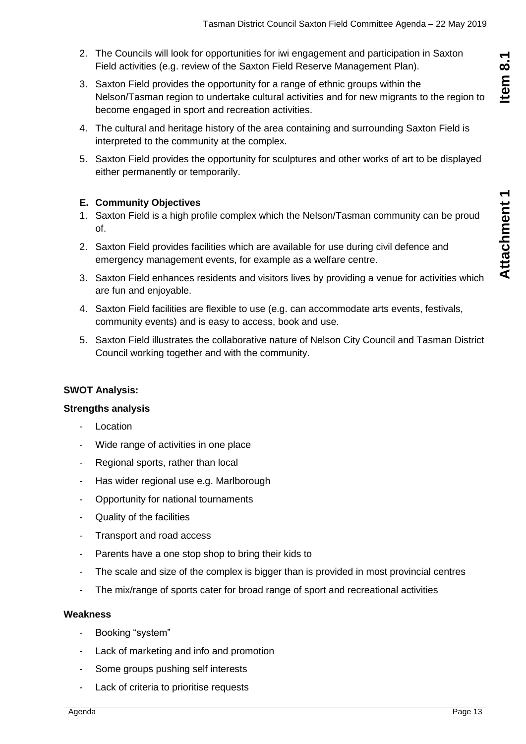2. The Councils will look for opportunities for iwi engagement and participation in Saxton Field activities (e.g. review of the Saxton Field Reserve Management Plan).
3. Saxton Field provides the opportunity for a range of ethnic groups within the Nelson/Tasman region to undertake cultural activities and for new migrants to the region to become engaged in sport and recreation activities.
4. The cultural and heritage history of the area containing and surrounding Saxton Field is interpreted to the community at the complex.
5. Saxton Field provides the opportunity for sculptures and other works of art to be displayed either permanently or temporarily.

**E. Community Objectives**

1. Saxton Field is a high profile complex which the Nelson/Tasman community can be proud of.
2. Saxton Field provides facilities which are available for use during civil defence and emergency management events, for example as a welfare centre.
3. Saxton Field enhances residents and visitors lives by providing a venue for activities which are fun and enjoyable.
4. Saxton Field facilities are flexible to use (e.g. can accommodate arts events, festivals, community events) and is easy to access, book and use.
5. Saxton Field illustrates the collaborative nature of Nelson City Council and Tasman District Council working together and with the community.

**SWOT Analysis:**

**Strengths analysis**

- Location
- Wide range of activities in one place
- Regional sports, rather than local
- Has wider regional use e.g. Marlborough
- Opportunity for national tournaments
- Quality of the facilities
- Transport and road access
- Parents have a one stop shop to bring their kids to
- The scale and size of the complex is bigger than is provided in most provincial centres
- The mix/range of sports cater for broad range of sport and recreational activities

**Weakness**

- Booking "system"
- Lack of marketing and info and promotion
- Some groups pushing self interests
- Lack of criteria to prioritise requests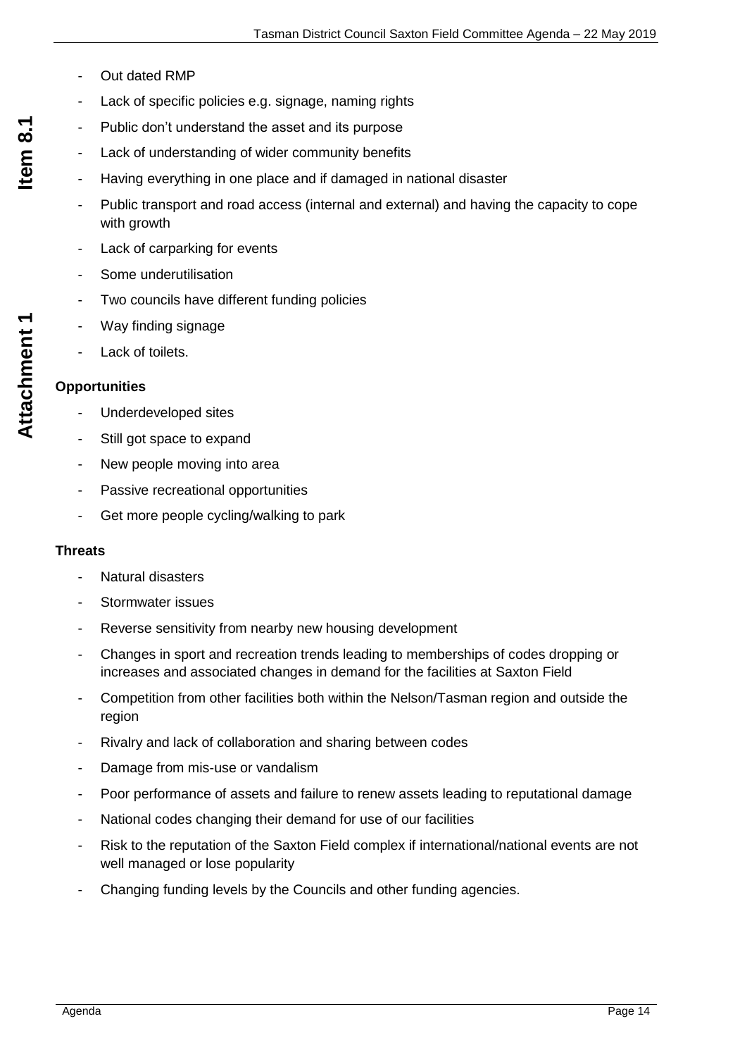- Out dated RMP
- Lack of specific policies e.g. signage, naming rights
- Public don't understand the asset and its purpose
- Lack of understanding of wider community benefits
- Having everything in one place and if damaged in national disaster
- Public transport and road access (internal and external) and having the capacity to cope with growth
- Lack of carparking for events
- Some underutilisation
- Two councils have different funding policies
- Way finding signage
- Lack of toilets.

**Opportunities**

- Underdeveloped sites
- Still got space to expand
- New people moving into area
- Passive recreational opportunities
- Get more people cycling/walking to park

**Threats**

- Natural disasters
- Stormwater issues
- Reverse sensitivity from nearby new housing development
- Changes in sport and recreation trends leading to memberships of codes dropping or increases and associated changes in demand for the facilities at Saxton Field
- Competition from other facilities both within the Nelson/Tasman region and outside the region
- Rivalry and lack of collaboration and sharing between codes
- Damage from mis-use or vandalism
- Poor performance of assets and failure to renew assets leading to reputational damage
- National codes changing their demand for use of our facilities
- Risk to the reputation of the Saxton Field complex if international/national events are not well managed or lose popularity
- Changing funding levels by the Councils and other funding agencies.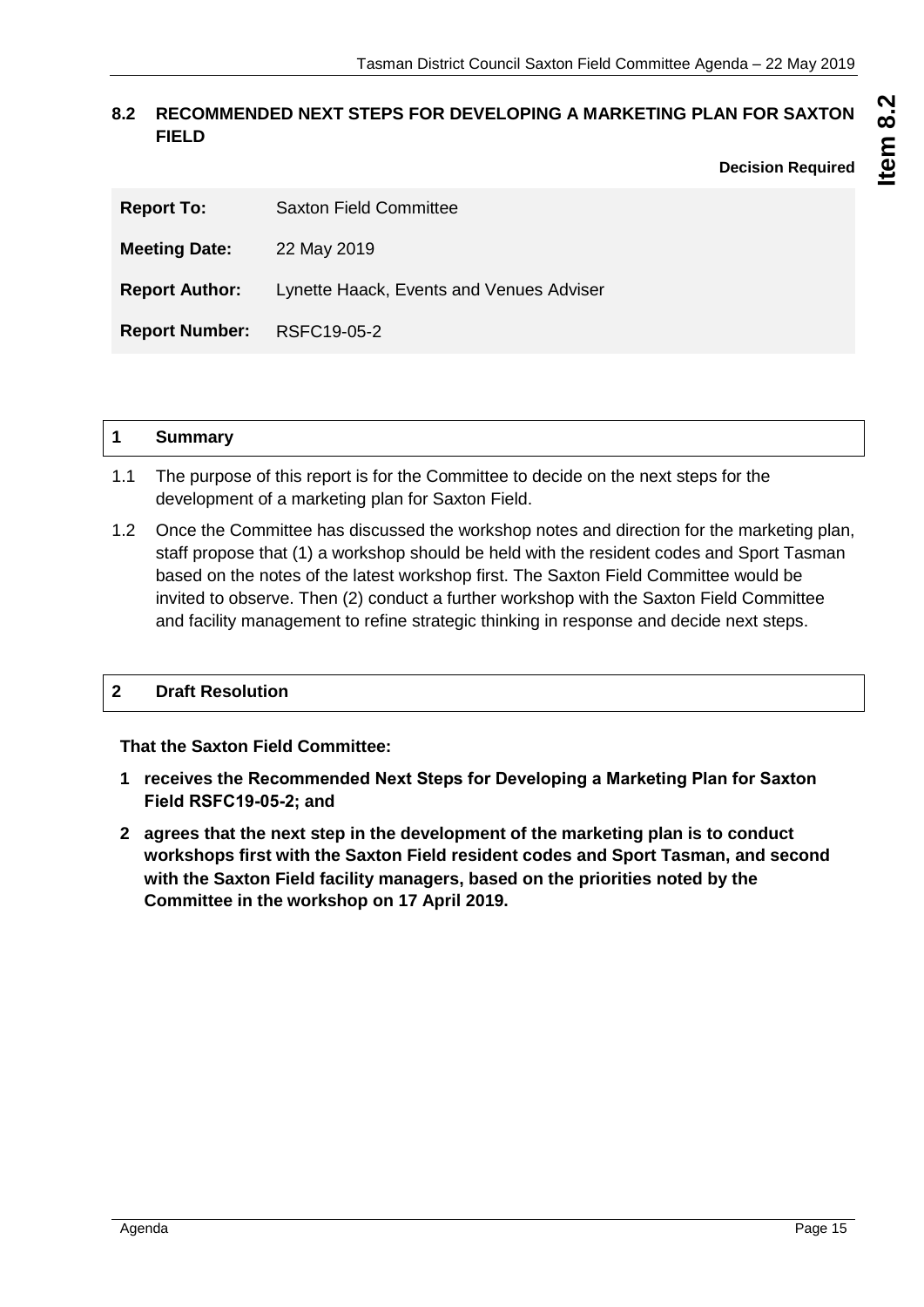## 8.2 RECOMMENDED NEXT STEPS FOR DEVELOPING A MARKETING PLAN FOR SAXTON FIELD

**Decision Required**

| | |
|---|---|
| **Report To:** | Saxton Field Committee |
| **Meeting Date:** | 22 May 2019 |
| **Report Author:** | Lynette Haack, Events and Venues Adviser |
| **Report Number:** | RSFC19-05-2 |

### 1 Summary

1.1 The purpose of this report is for the Committee to decide on the next steps for the development of a marketing plan for Saxton Field.

1.2 Once the Committee has discussed the workshop notes and direction for the marketing plan, staff propose that (1) a workshop should be held with the resident codes and Sport Tasman based on the notes of the latest workshop first. The Saxton Field Committee would be invited to observe. Then (2) conduct a further workshop with the Saxton Field Committee and facility management to refine strategic thinking in response and decide next steps.

### 2 Draft Resolution

**That the Saxton Field Committee:**

1. **receives the Recommended Next Steps for Developing a Marketing Plan for Saxton Field RSFC19-05-2; and**
2. **agrees that the next step in the development of the marketing plan is to conduct workshops first with the Saxton Field resident codes and Sport Tasman, and second with the Saxton Field facility managers, based on the priorities noted by the Committee in the workshop on 17 April 2019.**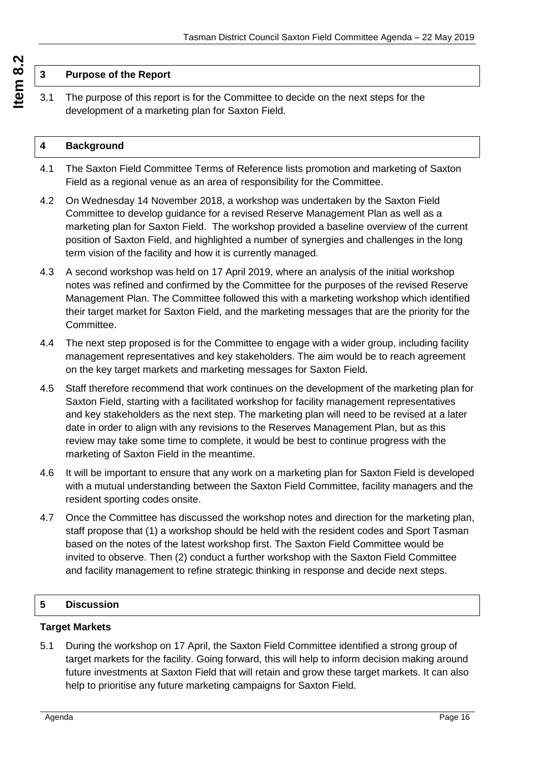## 3 Purpose of the Report

3.1 The purpose of this report is for the Committee to decide on the next steps for the development of a marketing plan for Saxton Field.

## 4 Background

4.1 The Saxton Field Committee Terms of Reference lists promotion and marketing of Saxton Field as a regional venue as an area of responsibility for the Committee.

4.2 On Wednesday 14 November 2018, a workshop was undertaken by the Saxton Field Committee to develop guidance for a revised Reserve Management Plan as well as a marketing plan for Saxton Field. The workshop provided a baseline overview of the current position of Saxton Field, and highlighted a number of synergies and challenges in the long term vision of the facility and how it is currently managed.

4.3 A second workshop was held on 17 April 2019, where an analysis of the initial workshop notes was refined and confirmed by the Committee for the purposes of the revised Reserve Management Plan. The Committee followed this with a marketing workshop which identified their target market for Saxton Field, and the marketing messages that are the priority for the Committee.

4.4 The next step proposed is for the Committee to engage with a wider group, including facility management representatives and key stakeholders. The aim would be to reach agreement on the key target markets and marketing messages for Saxton Field.

4.5 Staff therefore recommend that work continues on the development of the marketing plan for Saxton Field, starting with a facilitated workshop for facility management representatives and key stakeholders as the next step. The marketing plan will need to be revised at a later date in order to align with any revisions to the Reserves Management Plan, but as this review may take some time to complete, it would be best to continue progress with the marketing of Saxton Field in the meantime.

4.6 It will be important to ensure that any work on a marketing plan for Saxton Field is developed with a mutual understanding between the Saxton Field Committee, facility managers and the resident sporting codes onsite.

4.7 Once the Committee has discussed the workshop notes and direction for the marketing plan, staff propose that (1) a workshop should be held with the resident codes and Sport Tasman based on the notes of the latest workshop first. The Saxton Field Committee would be invited to observe. Then (2) conduct a further workshop with the Saxton Field Committee and facility management to refine strategic thinking in response and decide next steps.

## 5 Discussion

### Target Markets

5.1 During the workshop on 17 April, the Saxton Field Committee identified a strong group of target markets for the facility. Going forward, this will help to inform decision making around future investments at Saxton Field that will retain and grow these target markets. It can also help to prioritise any future marketing campaigns for Saxton Field.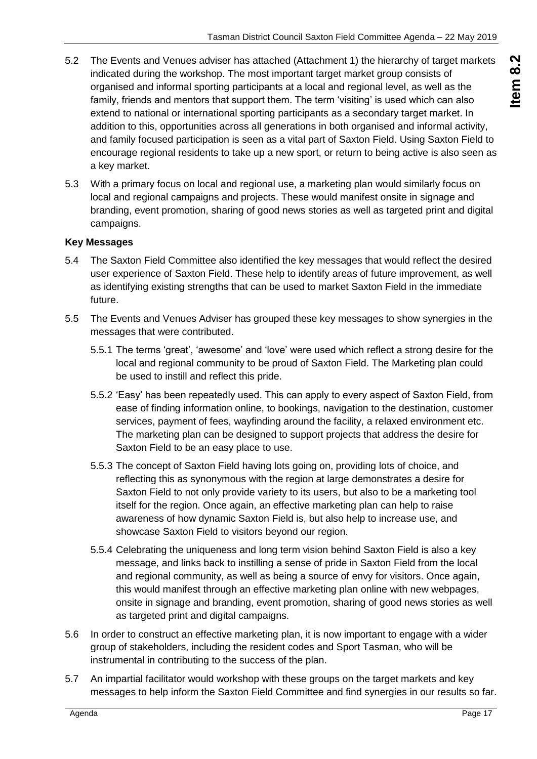5.2 The Events and Venues adviser has attached (Attachment 1) the hierarchy of target markets indicated during the workshop. The most important target market group consists of organised and informal sporting participants at a local and regional level, as well as the family, friends and mentors that support them. The term 'visiting' is used which can also extend to national or international sporting participants as a secondary target market. In addition to this, opportunities across all generations in both organised and informal activity, and family focused participation is seen as a vital part of Saxton Field. Using Saxton Field to encourage regional residents to take up a new sport, or return to being active is also seen as a key market.

5.3 With a primary focus on local and regional use, a marketing plan would similarly focus on local and regional campaigns and projects. These would manifest onsite in signage and branding, event promotion, sharing of good news stories as well as targeted print and digital campaigns.

**Key Messages**

5.4 The Saxton Field Committee also identified the key messages that would reflect the desired user experience of Saxton Field. These help to identify areas of future improvement, as well as identifying existing strengths that can be used to market Saxton Field in the immediate future.

5.5 The Events and Venues Adviser has grouped these key messages to show synergies in the messages that were contributed.

5.5.1 The terms 'great', 'awesome' and 'love' were used which reflect a strong desire for the local and regional community to be proud of Saxton Field. The Marketing plan could be used to instill and reflect this pride.

5.5.2 'Easy' has been repeatedly used. This can apply to every aspect of Saxton Field, from ease of finding information online, to bookings, navigation to the destination, customer services, payment of fees, wayfinding around the facility, a relaxed environment etc. The marketing plan can be designed to support projects that address the desire for Saxton Field to be an easy place to use.

5.5.3 The concept of Saxton Field having lots going on, providing lots of choice, and reflecting this as synonymous with the region at large demonstrates a desire for Saxton Field to not only provide variety to its users, but also to be a marketing tool itself for the region. Once again, an effective marketing plan can help to raise awareness of how dynamic Saxton Field is, but also help to increase use, and showcase Saxton Field to visitors beyond our region.

5.5.4 Celebrating the uniqueness and long term vision behind Saxton Field is also a key message, and links back to instilling a sense of pride in Saxton Field from the local and regional community, as well as being a source of envy for visitors. Once again, this would manifest through an effective marketing plan online with new webpages, onsite in signage and branding, event promotion, sharing of good news stories as well as targeted print and digital campaigns.

5.6 In order to construct an effective marketing plan, it is now important to engage with a wider group of stakeholders, including the resident codes and Sport Tasman, who will be instrumental in contributing to the success of the plan.

5.7 An impartial facilitator would workshop with these groups on the target markets and key messages to help inform the Saxton Field Committee and find synergies in our results so far.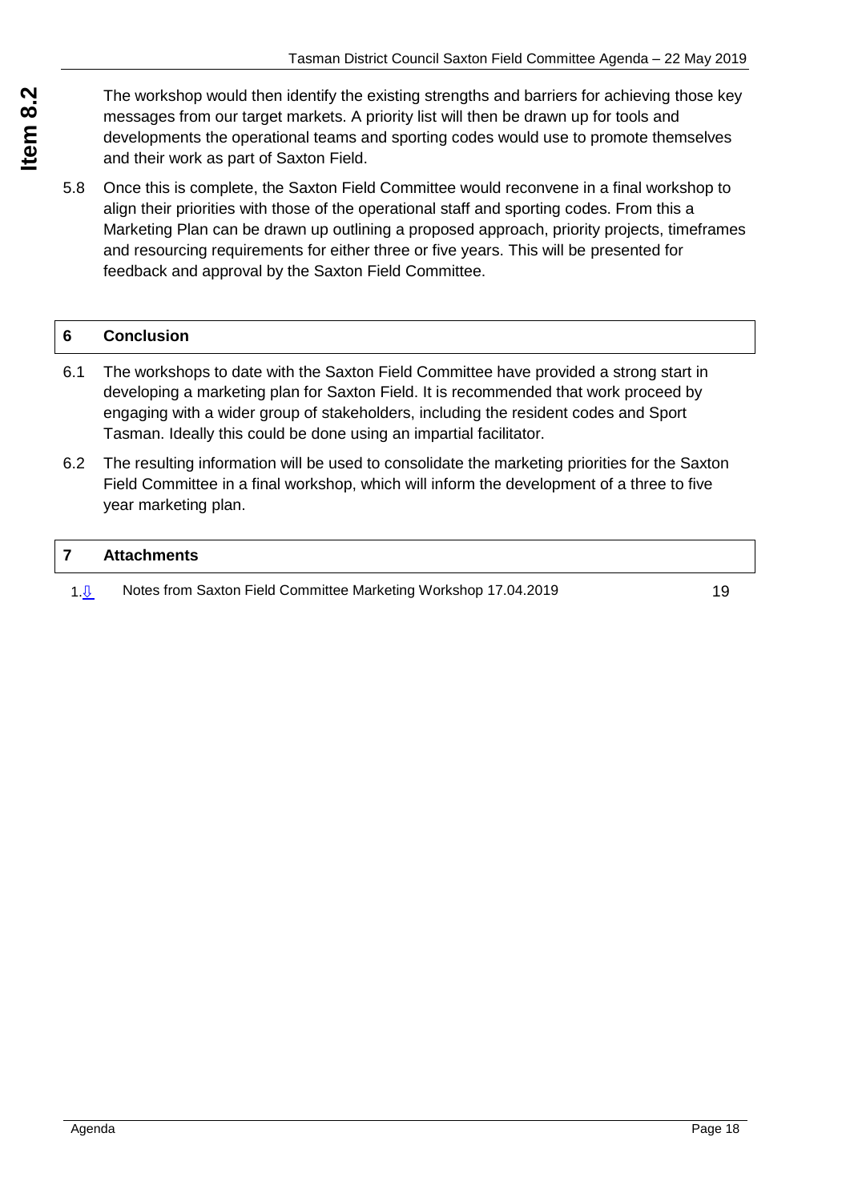The workshop would then identify the existing strengths and barriers for achieving those key messages from our target markets. A priority list will then be drawn up for tools and developments the operational teams and sporting codes would use to promote themselves and their work as part of Saxton Field.

5.8 Once this is complete, the Saxton Field Committee would reconvene in a final workshop to align their priorities with those of the operational staff and sporting codes. From this a Marketing Plan can be drawn up outlining a proposed approach, priority projects, timeframes and resourcing requirements for either three or five years. This will be presented for feedback and approval by the Saxton Field Committee.

## 6 Conclusion

6.1 The workshops to date with the Saxton Field Committee have provided a strong start in developing a marketing plan for Saxton Field. It is recommended that work proceed by engaging with a wider group of stakeholders, including the resident codes and Sport Tasman. Ideally this could be done using an impartial facilitator.

6.2 The resulting information will be used to consolidate the marketing priorities for the Saxton Field Committee in a final workshop, which will inform the development of a three to five year marketing plan.

## 7 Attachments

1.⇩ Notes from Saxton Field Committee Marketing Workshop 17.04.2019 19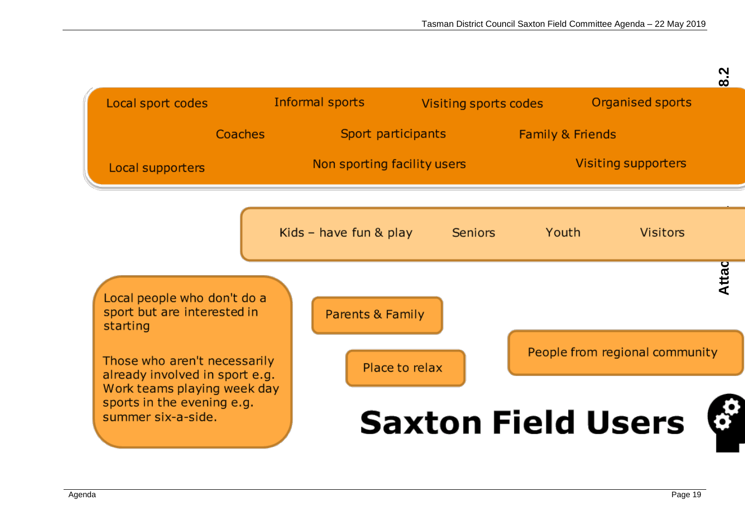# Saxton Field Users

Local sport codes

Informal sports

Visiting sports codes

Organised sports

Coaches

Sport participants

Family & Friends

Local supporters

Non sporting facility users

Visiting supporters

Kids – have fun & play

Seniors

Youth

Visitors

Local people who don't do a sport but are interested in starting

Those who aren't necessarily already involved in sport e.g. Work teams playing week day sports in the evening e.g. summer six-a-side.

Parents & Family

Place to relax

People from regional community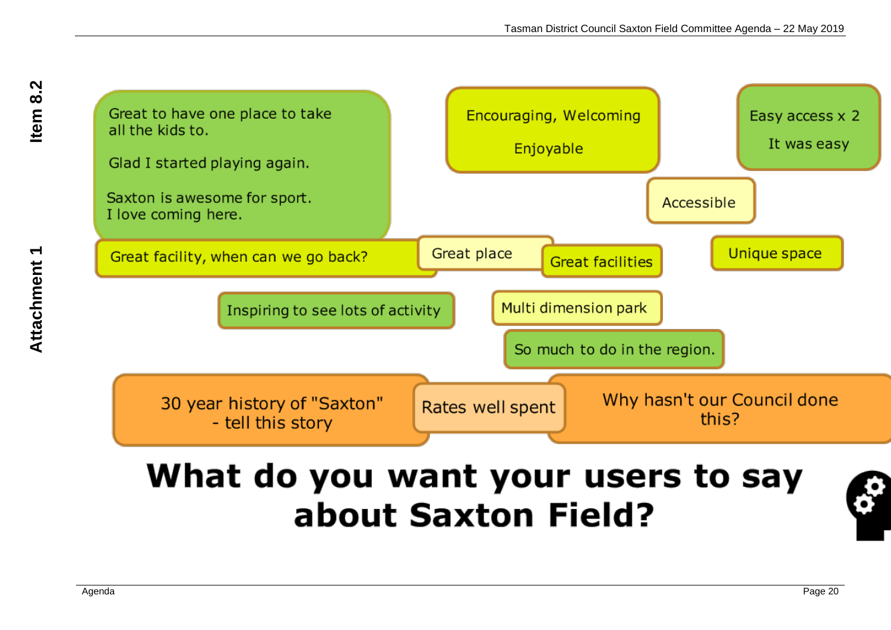Great to have one place to take all the kids to.

Glad I started playing again.

Saxton is awesome for sport. I love coming here.

Encouraging, Welcoming

Enjoyable

Easy access x 2

It was easy

Accessible

Great facility, when can we go back?

Great place

Great facilities

Unique space

Inspiring to see lots of activity

Multi dimension park

So much to do in the region.

30 year history of "Saxton" - tell this story

Rates well spent

Why hasn't our Council done this?

# What do you want your users to say about Saxton Field?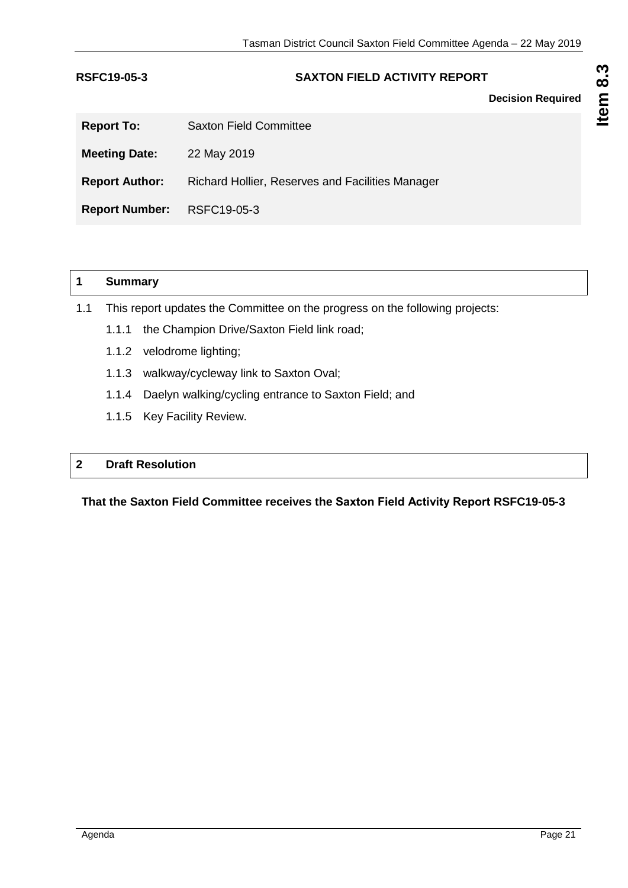**RSFC19-05-3** **SAXTON FIELD ACTIVITY REPORT**

**Decision Required**

| | |
|---|---|
| **Report To:** | Saxton Field Committee |
| **Meeting Date:** | 22 May 2019 |
| **Report Author:** | Richard Hollier, Reserves and Facilities Manager |
| **Report Number:** | RSFC19-05-3 |

## 1 Summary

1.1 This report updates the Committee on the progress on the following projects:

- 1.1.1 the Champion Drive/Saxton Field link road;
- 1.1.2 velodrome lighting;
- 1.1.3 walkway/cycleway link to Saxton Oval;
- 1.1.4 Daelyn walking/cycling entrance to Saxton Field; and
- 1.1.5 Key Facility Review.

## 2 Draft Resolution

**That the Saxton Field Committee receives the Saxton Field Activity Report RSFC19-05-3**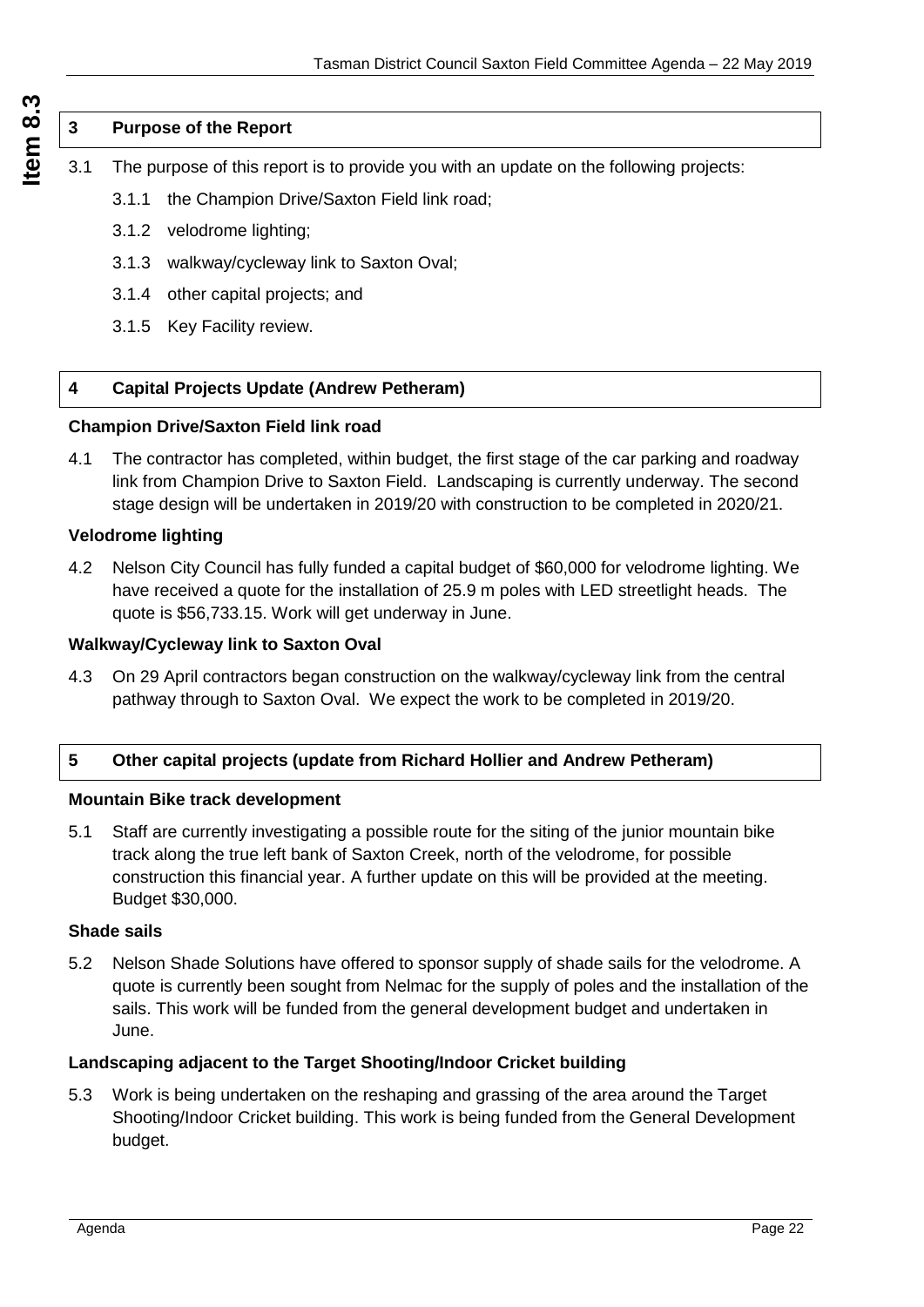## 3 Purpose of the Report

3.1 The purpose of this report is to provide you with an update on the following projects:

3.1.1 the Champion Drive/Saxton Field link road;

3.1.2 velodrome lighting;

3.1.3 walkway/cycleway link to Saxton Oval;

3.1.4 other capital projects; and

3.1.5 Key Facility review.

## 4 Capital Projects Update (Andrew Petheram)

**Champion Drive/Saxton Field link road**

4.1 The contractor has completed, within budget, the first stage of the car parking and roadway link from Champion Drive to Saxton Field. Landscaping is currently underway. The second stage design will be undertaken in 2019/20 with construction to be completed in 2020/21.

**Velodrome lighting**

4.2 Nelson City Council has fully funded a capital budget of $60,000 for velodrome lighting. We have received a quote for the installation of 25.9 m poles with LED streetlight heads. The quote is $56,733.15. Work will get underway in June.

**Walkway/Cycleway link to Saxton Oval**

4.3 On 29 April contractors began construction on the walkway/cycleway link from the central pathway through to Saxton Oval. We expect the work to be completed in 2019/20.

## 5 Other capital projects (update from Richard Hollier and Andrew Petheram)

**Mountain Bike track development**

5.1 Staff are currently investigating a possible route for the siting of the junior mountain bike track along the true left bank of Saxton Creek, north of the velodrome, for possible construction this financial year. A further update on this will be provided at the meeting. Budget $30,000.

**Shade sails**

5.2 Nelson Shade Solutions have offered to sponsor supply of shade sails for the velodrome. A quote is currently been sought from Nelmac for the supply of poles and the installation of the sails. This work will be funded from the general development budget and undertaken in June.

**Landscaping adjacent to the Target Shooting/Indoor Cricket building**

5.3 Work is being undertaken on the reshaping and grassing of the area around the Target Shooting/Indoor Cricket building. This work is being funded from the General Development budget.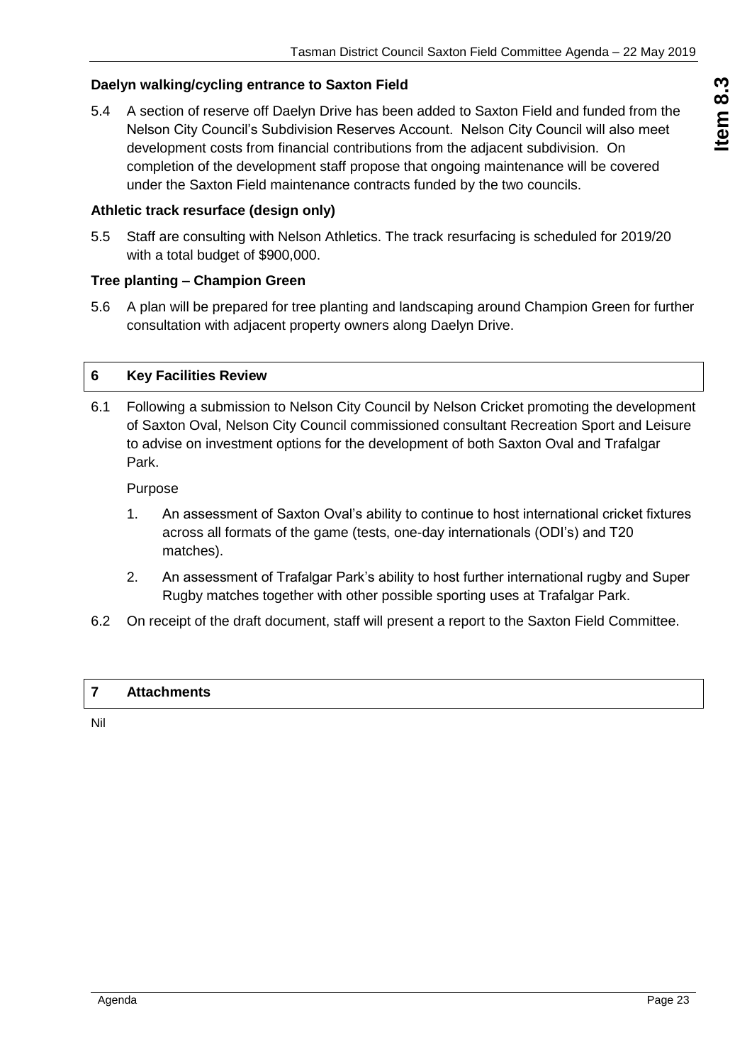**Daelyn walking/cycling entrance to Saxton Field**

5.4 A section of reserve off Daelyn Drive has been added to Saxton Field and funded from the Nelson City Council's Subdivision Reserves Account. Nelson City Council will also meet development costs from financial contributions from the adjacent subdivision. On completion of the development staff propose that ongoing maintenance will be covered under the Saxton Field maintenance contracts funded by the two councils.

**Athletic track resurface (design only)**

5.5 Staff are consulting with Nelson Athletics. The track resurfacing is scheduled for 2019/20 with a total budget of $900,000.

**Tree planting – Champion Green**

5.6 A plan will be prepared for tree planting and landscaping around Champion Green for further consultation with adjacent property owners along Daelyn Drive.

## 6 Key Facilities Review

6.1 Following a submission to Nelson City Council by Nelson Cricket promoting the development of Saxton Oval, Nelson City Council commissioned consultant Recreation Sport and Leisure to advise on investment options for the development of both Saxton Oval and Trafalgar Park.

Purpose

1. An assessment of Saxton Oval's ability to continue to host international cricket fixtures across all formats of the game (tests, one-day internationals (ODI's) and T20 matches).
2. An assessment of Trafalgar Park's ability to host further international rugby and Super Rugby matches together with other possible sporting uses at Trafalgar Park.

6.2 On receipt of the draft document, staff will present a report to the Saxton Field Committee.

## 7 Attachments

Nil